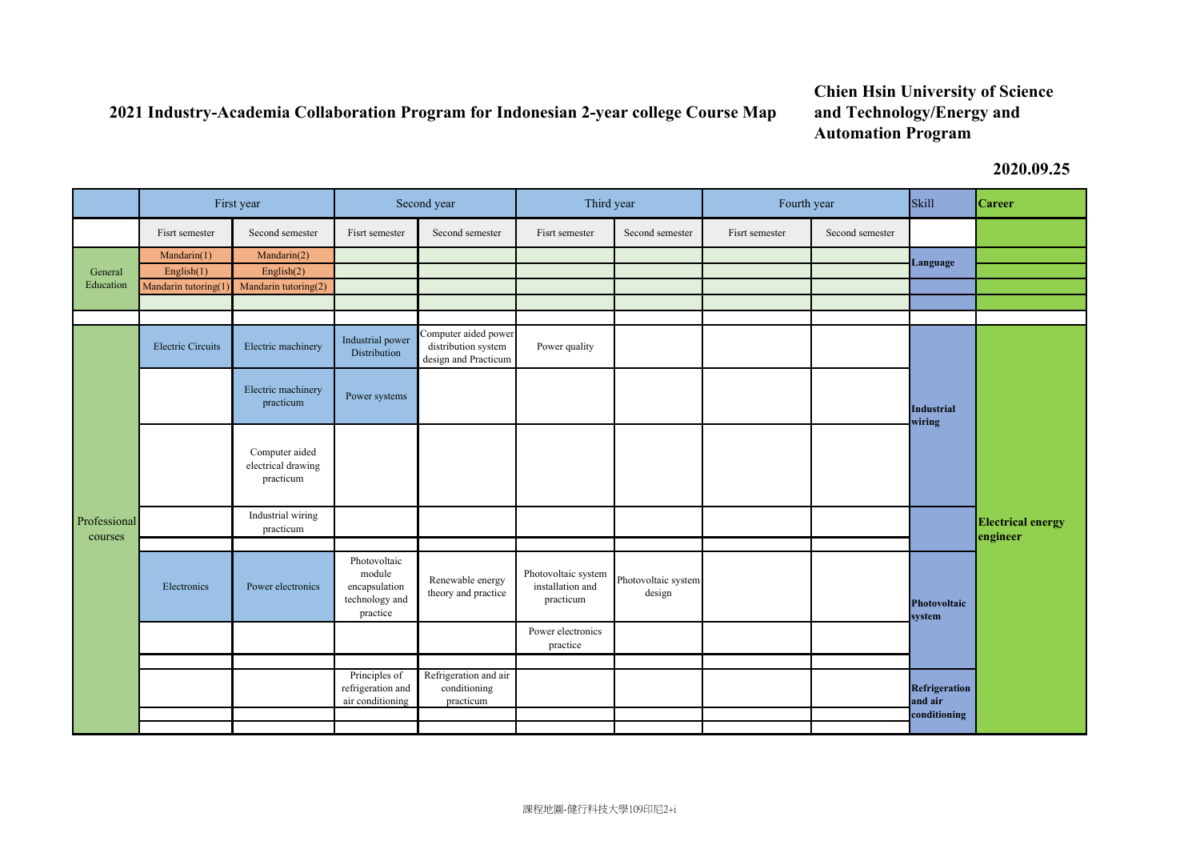# 2021 Industry-Academia Collaboration Program for Indonesian 2-year college Course Map

**Chien Hsin University of Science and Technology/Energy and Automation Program**

**2020.09.25**

| | First year | | Second year | | Third year | | Fourth year | | Skill | Career |
|---|---|---|---|---|---|---|---|---|---|---|
| | Fisrt semester | Second semester | Fisrt semester | Second semester | Fisrt semester | Second semester | Fisrt semester | Second semester | | |
| General Education | Mandarin(1) | Mandarin(2) | | | | | | | Language | |
| | English(1) | English(2) | | | | | | | | |
| | Mandarin tutoring(1) | Mandarin tutoring(2) | | | | | | | | |
| | | | | | | | | | | |
| | | | | | | | | | | |
| Professional courses | Electric Circuits | Electric machinery | Industrial power Distribution | Computer aided power distribution system design and Practicum | Power quality | | | | Industrial wiring | Electrical energy engineer |
| | | Electric machinery practicum | Power systems | | | | | | | |
| | | Computer aided electrical drawing practicum | | | | | | | | |
| | | Industrial wiring practicum | | | | | | | | |
| | | | | | | | | | | |
| | Electronics | Power electronics | Photovoltaic module encapsulation technology and practice | Renewable energy theory and practice | Photovoltaic system installation and practicum | Photovoltaic system design | | | Photovoltaic system | |
| | | | | | Power electronics practice | | | | | |
| | | | | | | | | | | |
| | | | Principles of refrigeration and air conditioning | Refrigeration and air conditioning practicum | | | | | Refrigeration and air conditioning | |
| | | | | | | | | | | |
| | | | | | | | | | | |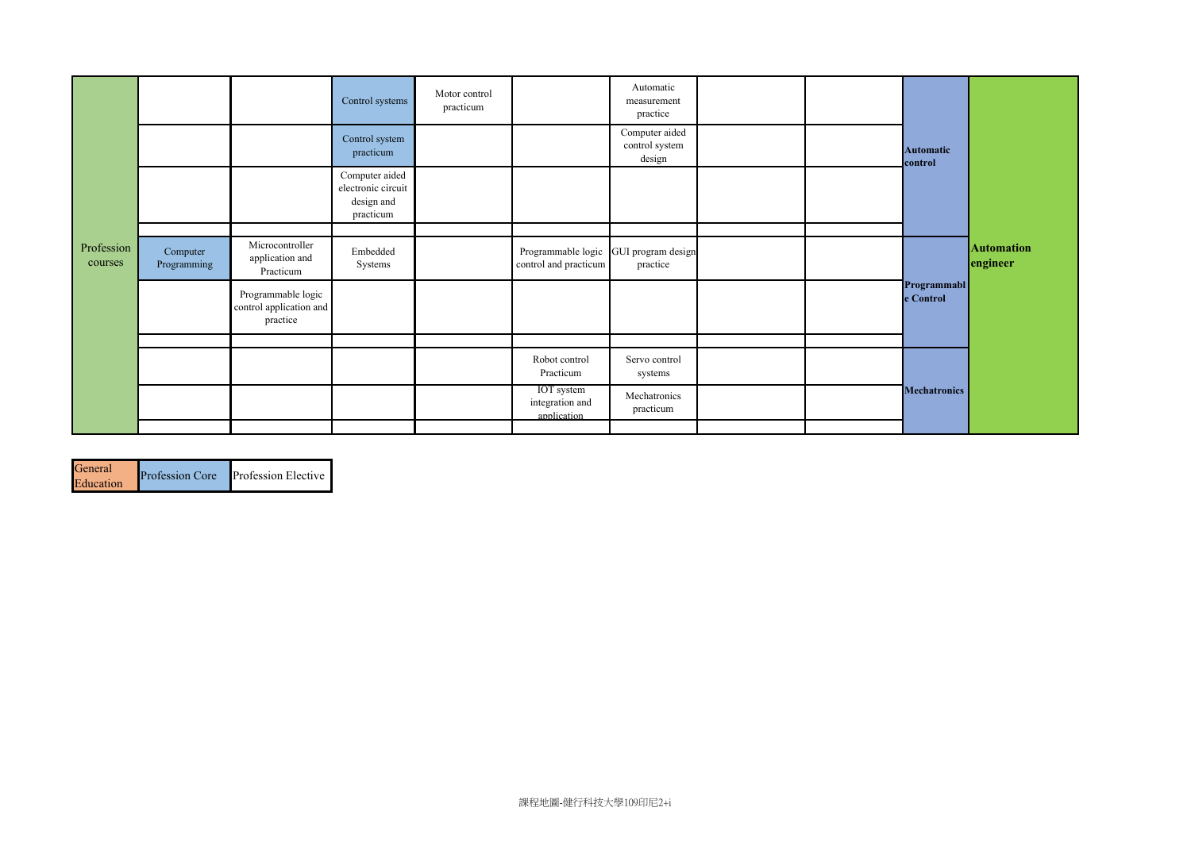| | | | | | | | | | | |
|---|---|---|---|---|---|---|---|---|---|---|
| Profession courses | | | Control systems | Motor control practicum | | Automatic measurement practice | | | Automatic control | Automation engineer |
| | | | Control system practicum | | | Computer aided control system design | | | | |
| | | | Computer aided electronic circuit design and practicum | | | | | | | |
| | | | | | | | | | | |
| | Computer Programming | Microcontroller application and Practicum | Embedded Systems | | Programmable logic control and practicum | GUI program design practice | | | Programmable Control | |
| | | Programmable logic control application and practice | | | | | | | | |
| | | | | | | | | | | |
| | | | | | Robot control Practicum | Servo control systems | | | Mechatronics | |
| | | | | | IOT system integration and application | Mechatronics practicum | | | | |
| | | | | | | | | | | |

| General Education | Profession Core | Profession Elective |
|---|---|---|